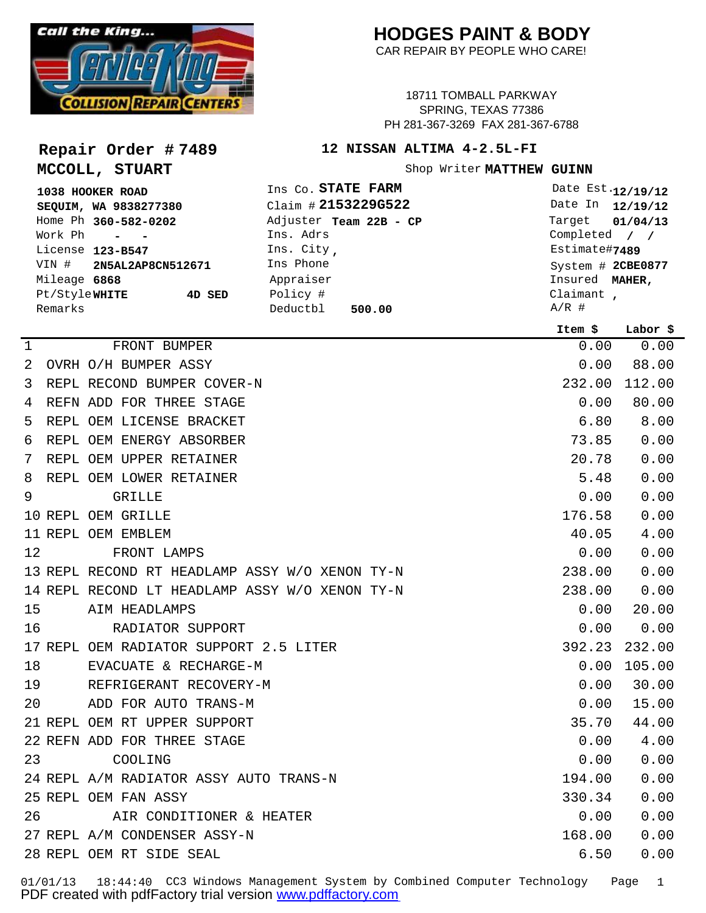Call the King... Service King Collision Repair Centers

# HODGES PAINT & BODY

CAR REPAIR BY PEOPLE WHO CARE!

18711 TOMBALL PARKWAY
SPRING, TEXAS 77386
PH 281-367-3269 FAX 281-367-6788

## Repair Order # 7489

**12 NISSAN ALTIMA 4-2.5L-FI**

**MCCOLL, STUART**

Shop Writer **MATTHEW GUINN**

| | | |
|---|---|---|
| **1038 HOOKER ROAD** | Ins Co. **STATE FARM** | Date Est. **12/19/12** |
| **SEQUIM, WA 9838277380** | Claim # **2153229G522** | Date In **12/19/12** |
| Home Ph **360-582-0202** | Adjuster **Team 22B - CP** | Target **01/04/13** |
| Work Ph - - | Ins. Adrs | Completed / / |
| License **123-B547** | Ins. City , | Estimate# **7489** |
| VIN # **2N5AL2AP8CN512671** | Ins Phone | System # **2CBE0877** |
| Mileage **6868** | Appraiser | Insured **MAHER,** |
| Pt/Style **WHITE** **4D SED** | Policy # | Claimant , |
| Remarks | Deductbl **500.00** | A/R # |

| # | Description | Item $ | Labor $ |
|---|---|---|---|
| 1 | FRONT BUMPER | 0.00 | 0.00 |
| 2 | OVRH O/H BUMPER ASSY | 0.00 | 88.00 |
| 3 | REPL RECOND BUMPER COVER-N | 232.00 | 112.00 |
| 4 | REFN ADD FOR THREE STAGE | 0.00 | 80.00 |
| 5 | REPL OEM LICENSE BRACKET | 6.80 | 8.00 |
| 6 | REPL OEM ENERGY ABSORBER | 73.85 | 0.00 |
| 7 | REPL OEM UPPER RETAINER | 20.78 | 0.00 |
| 8 | REPL OEM LOWER RETAINER | 5.48 | 0.00 |
| 9 | GRILLE | 0.00 | 0.00 |
| 10 | REPL OEM GRILLE | 176.58 | 0.00 |
| 11 | REPL OEM EMBLEM | 40.05 | 4.00 |
| 12 | FRONT LAMPS | 0.00 | 0.00 |
| 13 | REPL RECOND RT HEADLAMP ASSY W/O XENON TY-N | 238.00 | 0.00 |
| 14 | REPL RECOND LT HEADLAMP ASSY W/O XENON TY-N | 238.00 | 0.00 |
| 15 | AIM HEADLAMPS | 0.00 | 20.00 |
| 16 | RADIATOR SUPPORT | 0.00 | 0.00 |
| 17 | REPL OEM RADIATOR SUPPORT 2.5 LITER | 392.23 | 232.00 |
| 18 | EVACUATE & RECHARGE-M | 0.00 | 105.00 |
| 19 | REFRIGERANT RECOVERY-M | 0.00 | 30.00 |
| 20 | ADD FOR AUTO TRANS-M | 0.00 | 15.00 |
| 21 | REPL OEM RT UPPER SUPPORT | 35.70 | 44.00 |
| 22 | REFN ADD FOR THREE STAGE | 0.00 | 4.00 |
| 23 | COOLING | 0.00 | 0.00 |
| 24 | REPL A/M RADIATOR ASSY AUTO TRANS-N | 194.00 | 0.00 |
| 25 | REPL OEM FAN ASSY | 330.34 | 0.00 |
| 26 | AIR CONDITIONER & HEATER | 0.00 | 0.00 |
| 27 | REPL A/M CONDENSER ASSY-N | 168.00 | 0.00 |
| 28 | REPL OEM RT SIDE SEAL | 6.50 | 0.00 |

01/01/13 18:44:40 CC3 Windows Management System by Combined Computer Technology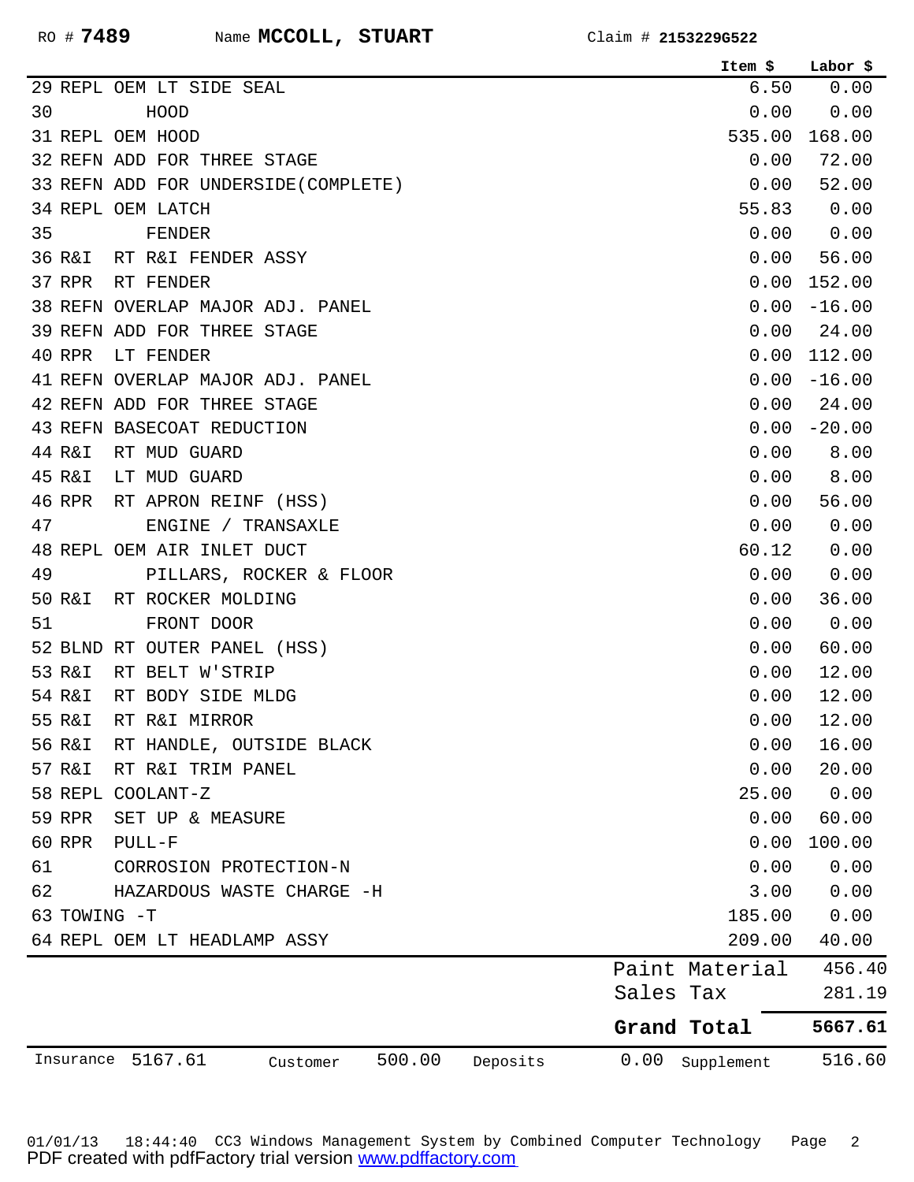RO # **7489** Name **MCCOLL, STUART** Claim # **2153229G522**

| | | Item $ | Labor $ |
|---|---|---|---|
| 29 | REPL OEM LT SIDE SEAL | 6.50 | 0.00 |
| 30 | HOOD | 0.00 | 0.00 |
| 31 | REPL OEM HOOD | 535.00 | 168.00 |
| 32 | REFN ADD FOR THREE STAGE | 0.00 | 72.00 |
| 33 | REFN ADD FOR UNDERSIDE(COMPLETE) | 0.00 | 52.00 |
| 34 | REPL OEM LATCH | 55.83 | 0.00 |
| 35 | FENDER | 0.00 | 0.00 |
| 36 | R&I RT R&I FENDER ASSY | 0.00 | 56.00 |
| 37 | RPR RT FENDER | 0.00 | 152.00 |
| 38 | REFN OVERLAP MAJOR ADJ. PANEL | 0.00 | -16.00 |
| 39 | REFN ADD FOR THREE STAGE | 0.00 | 24.00 |
| 40 | RPR LT FENDER | 0.00 | 112.00 |
| 41 | REFN OVERLAP MAJOR ADJ. PANEL | 0.00 | -16.00 |
| 42 | REFN ADD FOR THREE STAGE | 0.00 | 24.00 |
| 43 | REFN BASECOAT REDUCTION | 0.00 | -20.00 |
| 44 | R&I RT MUD GUARD | 0.00 | 8.00 |
| 45 | R&I LT MUD GUARD | 0.00 | 8.00 |
| 46 | RPR RT APRON REINF (HSS) | 0.00 | 56.00 |
| 47 | ENGINE / TRANSAXLE | 0.00 | 0.00 |
| 48 | REPL OEM AIR INLET DUCT | 60.12 | 0.00 |
| 49 | PILLARS, ROCKER & FLOOR | 0.00 | 0.00 |
| 50 | R&I RT ROCKER MOLDING | 0.00 | 36.00 |
| 51 | FRONT DOOR | 0.00 | 0.00 |
| 52 | BLND RT OUTER PANEL (HSS) | 0.00 | 60.00 |
| 53 | R&I RT BELT W'STRIP | 0.00 | 12.00 |
| 54 | R&I RT BODY SIDE MLDG | 0.00 | 12.00 |
| 55 | R&I RT R&I MIRROR | 0.00 | 12.00 |
| 56 | R&I RT HANDLE, OUTSIDE BLACK | 0.00 | 16.00 |
| 57 | R&I RT R&I TRIM PANEL | 0.00 | 20.00 |
| 58 | REPL COOLANT-Z | 25.00 | 0.00 |
| 59 | RPR SET UP & MEASURE | 0.00 | 60.00 |
| 60 | RPR PULL-F | 0.00 | 100.00 |
| 61 | CORROSION PROTECTION-N | 0.00 | 0.00 |
| 62 | HAZARDOUS WASTE CHARGE -H | 3.00 | 0.00 |
| 63 | TOWING -T | 185.00 | 0.00 |
| 64 | REPL OEM LT HEADLAMP ASSY | 209.00 | 40.00 |

| | |
|---|---|
| Paint Material | 456.40 |
| Sales Tax | 281.19 |
| **Grand Total** | **5667.61** |

Insurance 5167.61 Customer 500.00 Deposits 0.00 Supplement 516.60

01/01/13 18:44:40 CC3 Windows Management System by Combined Computer Technology

PDF created with pdfFactory trial version www.pdffactory.com